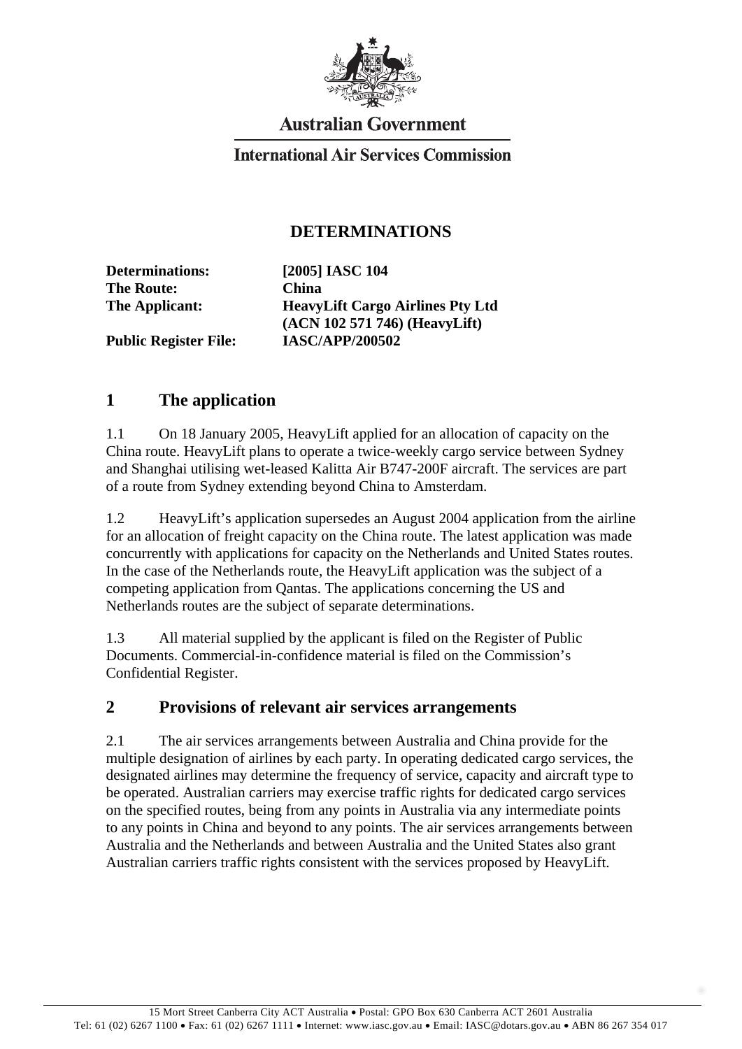Australian Government

International Air Services Commission

# DETERMINATIONS

**Determinations:** **[2005] IASC 104**
**The Route:** **China**
**The Applicant:** **HeavyLift Cargo Airlines Pty Ltd (ACN 102 571 746) (HeavyLift)**
**Public Register File:** **IASC/APP/200502**

## 1 The application

1.1 On 18 January 2005, HeavyLift applied for an allocation of capacity on the China route. HeavyLift plans to operate a twice-weekly cargo service between Sydney and Shanghai utilising wet-leased Kalitta Air B747-200F aircraft. The services are part of a route from Sydney extending beyond China to Amsterdam.

1.2 HeavyLift's application supersedes an August 2004 application from the airline for an allocation of freight capacity on the China route. The latest application was made concurrently with applications for capacity on the Netherlands and United States routes. In the case of the Netherlands route, the HeavyLift application was the subject of a competing application from Qantas. The applications concerning the US and Netherlands routes are the subject of separate determinations.

1.3 All material supplied by the applicant is filed on the Register of Public Documents. Commercial-in-confidence material is filed on the Commission's Confidential Register.

## 2 Provisions of relevant air services arrangements

2.1 The air services arrangements between Australia and China provide for the multiple designation of airlines by each party. In operating dedicated cargo services, the designated airlines may determine the frequency of service, capacity and aircraft type to be operated. Australian carriers may exercise traffic rights for dedicated cargo services on the specified routes, being from any points in Australia via any intermediate points to any points in China and beyond to any points. The air services arrangements between Australia and the Netherlands and between Australia and the United States also grant Australian carriers traffic rights consistent with the services proposed by HeavyLift.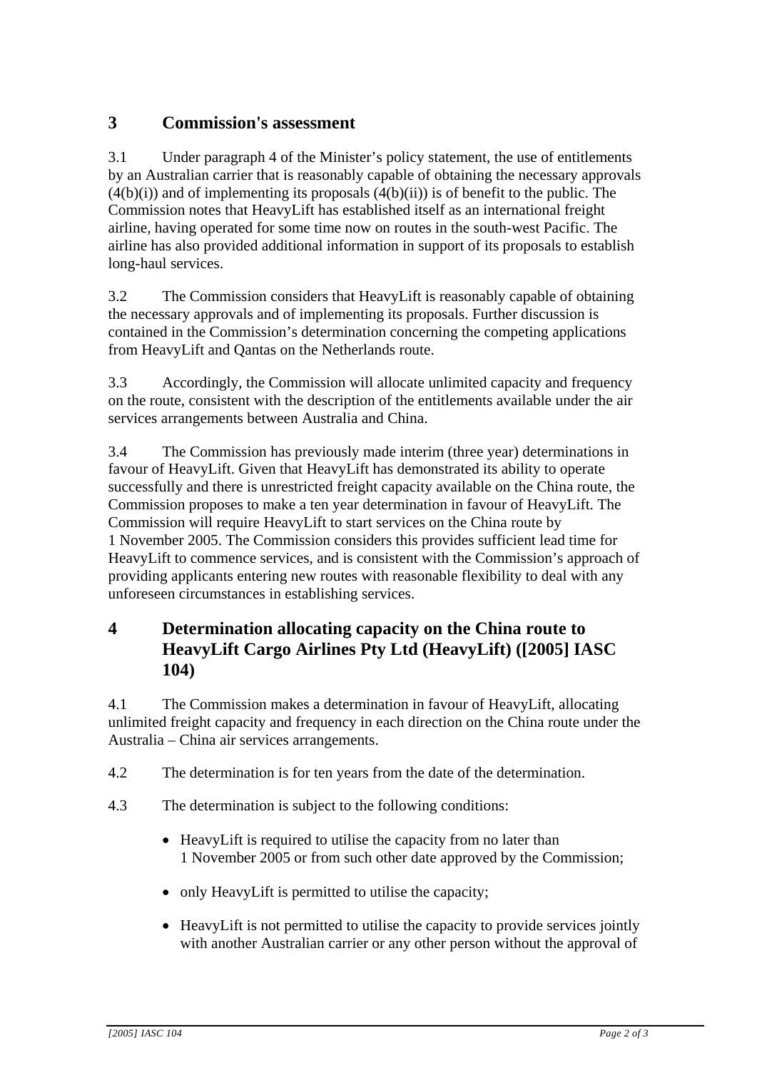## 3 Commission's assessment

3.1 Under paragraph 4 of the Minister's policy statement, the use of entitlements by an Australian carrier that is reasonably capable of obtaining the necessary approvals (4(b)(i)) and of implementing its proposals (4(b)(ii)) is of benefit to the public. The Commission notes that HeavyLift has established itself as an international freight airline, having operated for some time now on routes in the south-west Pacific. The airline has also provided additional information in support of its proposals to establish long-haul services.

3.2 The Commission considers that HeavyLift is reasonably capable of obtaining the necessary approvals and of implementing its proposals. Further discussion is contained in the Commission's determination concerning the competing applications from HeavyLift and Qantas on the Netherlands route.

3.3 Accordingly, the Commission will allocate unlimited capacity and frequency on the route, consistent with the description of the entitlements available under the air services arrangements between Australia and China.

3.4 The Commission has previously made interim (three year) determinations in favour of HeavyLift. Given that HeavyLift has demonstrated its ability to operate successfully and there is unrestricted freight capacity available on the China route, the Commission proposes to make a ten year determination in favour of HeavyLift. The Commission will require HeavyLift to start services on the China route by 1 November 2005. The Commission considers this provides sufficient lead time for HeavyLift to commence services, and is consistent with the Commission's approach of providing applicants entering new routes with reasonable flexibility to deal with any unforeseen circumstances in establishing services.

## 4 Determination allocating capacity on the China route to HeavyLift Cargo Airlines Pty Ltd (HeavyLift) ([2005] IASC 104)

4.1 The Commission makes a determination in favour of HeavyLift, allocating unlimited freight capacity and frequency in each direction on the China route under the Australia – China air services arrangements.

4.2 The determination is for ten years from the date of the determination.

4.3 The determination is subject to the following conditions:

- HeavyLift is required to utilise the capacity from no later than 1 November 2005 or from such other date approved by the Commission;
- only HeavyLift is permitted to utilise the capacity;
- HeavyLift is not permitted to utilise the capacity to provide services jointly with another Australian carrier or any other person without the approval of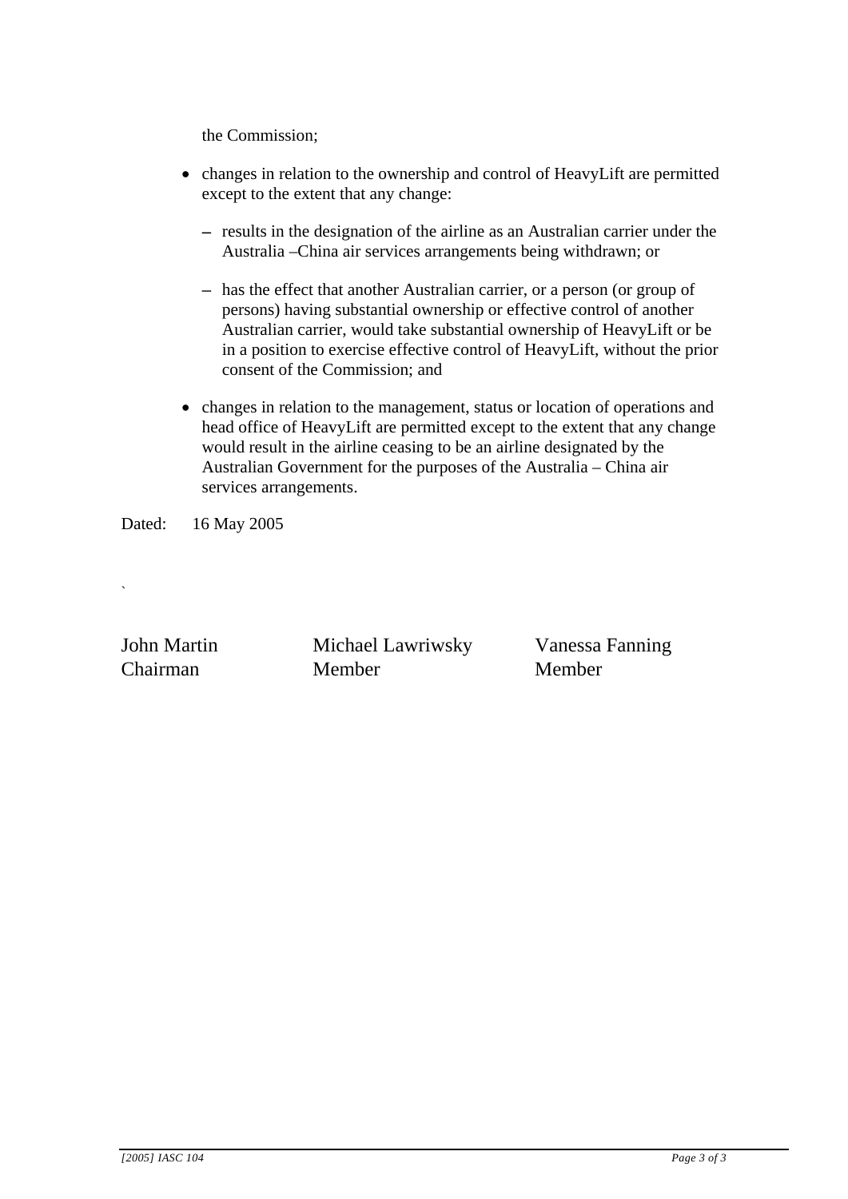the Commission;

- changes in relation to the ownership and control of HeavyLift are permitted except to the extent that any change:
  - results in the designation of the airline as an Australian carrier under the Australia –China air services arrangements being withdrawn; or
  - has the effect that another Australian carrier, or a person (or group of persons) having substantial ownership or effective control of another Australian carrier, would take substantial ownership of HeavyLift or be in a position to exercise effective control of HeavyLift, without the prior consent of the Commission; and
- changes in relation to the management, status or location of operations and head office of HeavyLift are permitted except to the extent that any change would result in the airline ceasing to be an airline designated by the Australian Government for the purposes of the Australia – China air services arrangements.

Dated: 16 May 2005

`

| | | |
|---|---|---|
| John Martin | Michael Lawriwsky | Vanessa Fanning |
| Chairman | Member | Member |